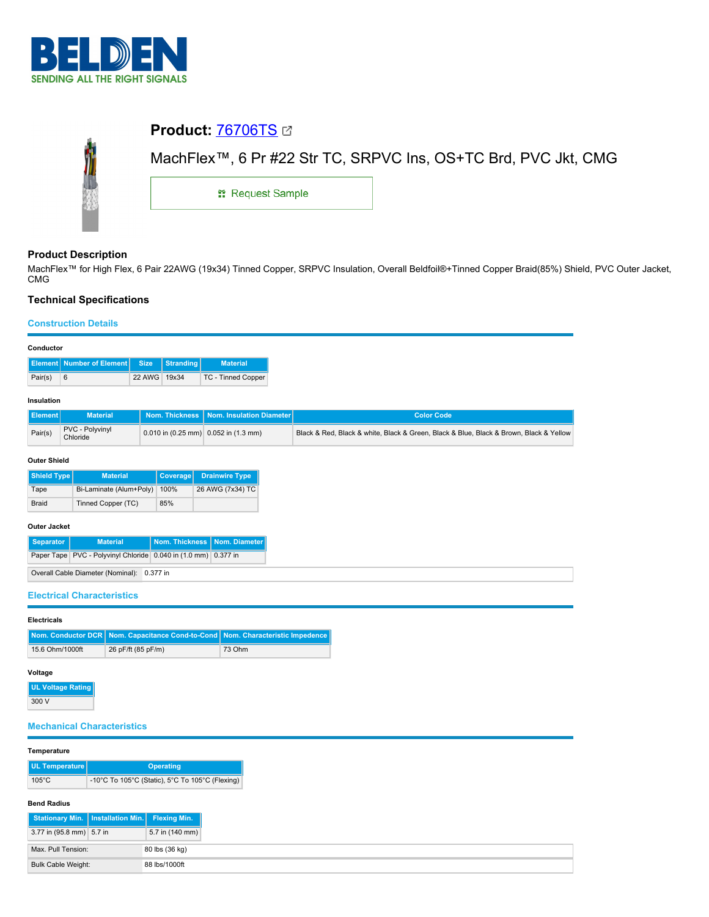BELDEN

SENDING ALL THE RIGHT SIGNALS

# Product: 76706TS

MachFlex™, 6 Pr #22 Str TC, SRPVC Ins, OS+TC Brd, PVC Jkt, CMG

Request Sample

## Product Description

MachFlex™ for High Flex, 6 Pair 22AWG (19x34) Tinned Copper, SRPVC Insulation, Overall Beldfoil®+Tinned Copper Braid(85%) Shield, PVC Outer Jacket, CMG

## Technical Specifications

### Construction Details

#### Conductor

| Element | Number of Element | Size | Stranding | Material |
|---|---|---|---|---|
| Pair(s) | 6 | 22 AWG | 19x34 | TC - Tinned Copper |

#### Insulation

| Element | Material | Nom. Thickness | Nom. Insulation Diameter | Color Code |
|---|---|---|---|---|
| Pair(s) | PVC - Polyvinyl Chloride | 0.010 in (0.25 mm) | 0.052 in (1.3 mm) | Black & Red, Black & white, Black & Green, Black & Blue, Black & Brown, Black & Yellow |

#### Outer Shield

| Shield Type | Material | Coverage | Drainwire Type |
|---|---|---|---|
| Tape | Bi-Laminate (Alum+Poly) | 100% | 26 AWG (7x34) TC |
| Braid | Tinned Copper (TC) | 85% | |

#### Outer Jacket

| Separator | Material | Nom. Thickness | Nom. Diameter |
|---|---|---|---|
| Paper Tape | PVC - Polyvinyl Chloride | 0.040 in (1.0 mm) | 0.377 in |

| | |
|---|---|
| Overall Cable Diameter (Nominal): | 0.377 in |

### Electrical Characteristics

#### Electricals

| Nom. Conductor DCR | Nom. Capacitance Cond-to-Cond | Nom. Characteristic Impedence |
|---|---|---|
| 15.6 Ohm/1000ft | 26 pF/ft (85 pF/m) | 73 Ohm |

#### Voltage

| UL Voltage Rating |
|---|
| 300 V |

### Mechanical Characteristics

#### Temperature

| UL Temperature | Operating |
|---|---|
| 105°C | -10°C To 105°C (Static), 5°C To 105°C (Flexing) |

#### Bend Radius

| Stationary Min. | Installation Min. | Flexing Min. |
|---|---|---|
| 3.77 in (95.8 mm) | 5.7 in | 5.7 in (140 mm) |

| | |
|---|---|
| Max. Pull Tension: | 80 lbs (36 kg) |
| Bulk Cable Weight: | 88 lbs/1000ft |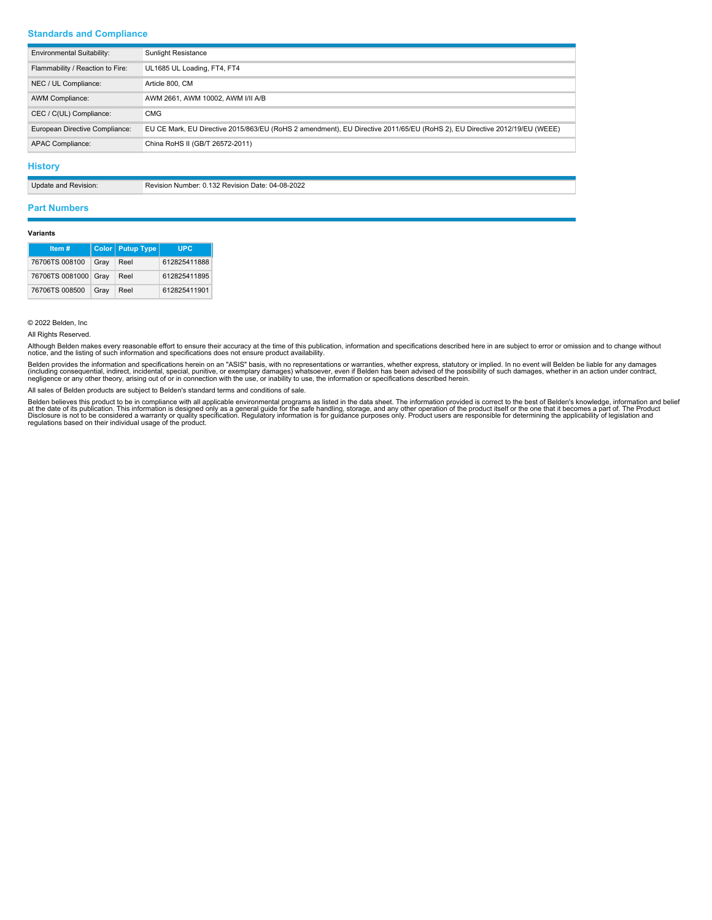## Standards and Compliance

| | |
|---|---|
| Environmental Suitability: | Sunlight Resistance |
| Flammability / Reaction to Fire: | UL1685 UL Loading, FT4, FT4 |
| NEC / UL Compliance: | Article 800, CM |
| AWM Compliance: | AWM 2661, AWM 10002, AWM I/II A/B |
| CEC / C(UL) Compliance: | CMG |
| European Directive Compliance: | EU CE Mark, EU Directive 2015/863/EU (RoHS 2 amendment), EU Directive 2011/65/EU (RoHS 2), EU Directive 2012/19/EU (WEEE) |
| APAC Compliance: | China RoHS II (GB/T 26572-2011) |

## History

| | |
|---|---|
| Update and Revision: | Revision Number: 0.132 Revision Date: 04-08-2022 |

## Part Numbers

**Variants**

| Item # | Color | Putup Type | UPC |
|---|---|---|---|
| 76706TS 008100 | Gray | Reel | 612825411888 |
| 76706TS 0081000 | Gray | Reel | 612825411895 |
| 76706TS 008500 | Gray | Reel | 612825411901 |

© 2022 Belden, Inc

All Rights Reserved.

Although Belden makes every reasonable effort to ensure their accuracy at the time of this publication, information and specifications described here in are subject to error or omission and to change without notice, and the listing of such information and specifications does not ensure product availability.

Belden provides the information and specifications herein on an "ASIS" basis, with no representations or warranties, whether express, statutory or implied. In no event will Belden be liable for any damages (including consequential, indirect, incidental, special, punitive, or exemplary damages) whatsoever, even if Belden has been advised of the possibility of such damages, whether in an action under contract, negligence or any other theory, arising out of or in connection with the use, or inability to use, the information or specifications described herein.

All sales of Belden products are subject to Belden's standard terms and conditions of sale.

Belden believes this product to be in compliance with all applicable environmental programs as listed in the data sheet. The information provided is correct to the best of Belden's knowledge, information and belief at the date of its publication. This information is designed only as a general guide for the safe handling, storage, and any other operation of the product itself or the one that it becomes a part of. The Product Disclosure is not to be considered a warranty or quality specification. Regulatory information is for guidance purposes only. Product users are responsible for determining the applicability of legislation and regulations based on their individual usage of the product.